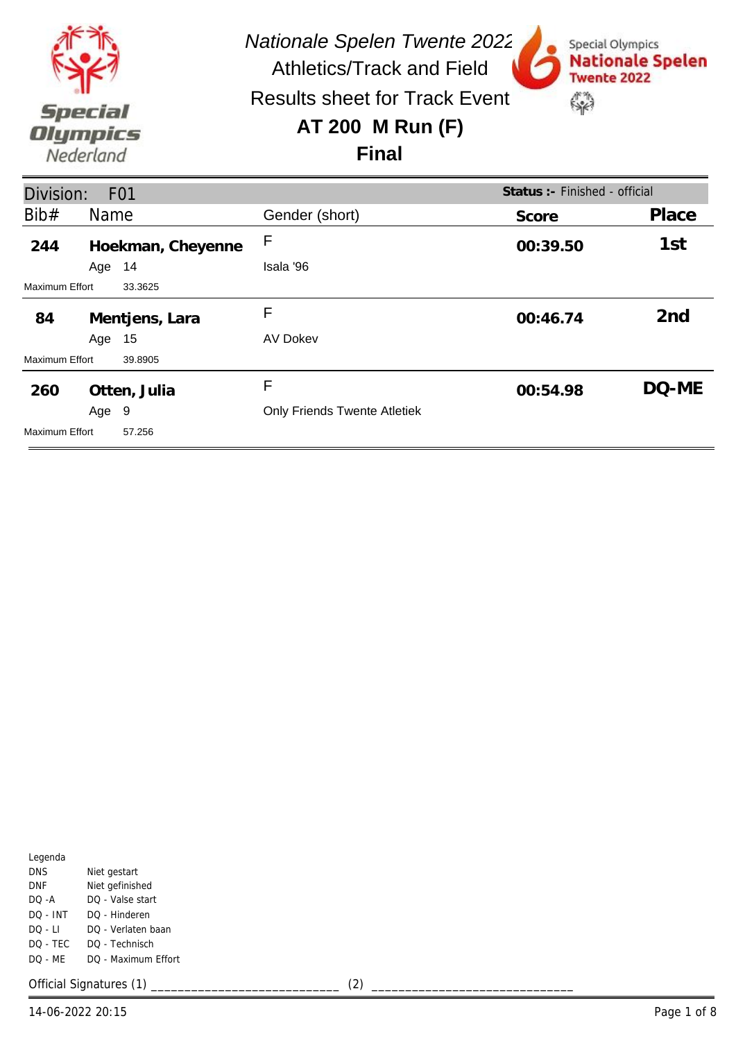*Nationale Spelen Twente 2022*

Athletics/Track and Field

Results sheet for Track Event

**AT 200 M Run (F)**

**Final**

Division: F01 — **Status :-** Finished - official

| Bib# | Name | Gender (short) | Score | Place |
|---|---|---|---|---|
| **244** | **Hoekman, Cheyenne** | F | **00:39.50** | **1st** |
| | Age 14 | Isala '96 | | |
| Maximum Effort 33.3625 | | | | |
| **84** | **Mentjens, Lara** | F | **00:46.74** | **2nd** |
| | Age 15 | AV Dokev | | |
| Maximum Effort 39.8905 | | | | |
| **260** | **Otten, Julia** | F | **00:54.98** | **DQ-ME** |
| | Age 9 | Only Friends Twente Atletiek | | |
| Maximum Effort 57.256 | | | | |

Legenda

| | |
|---|---|
| DNS | Niet gestart |
| DNF | Niet gefinished |
| DQ -A | DQ - Valse start |
| DQ - INT | DQ - Hinderen |
| DQ - LI | DQ - Verlaten baan |
| DQ - TEC | DQ - Technisch |
| DQ - ME | DQ - Maximum Effort |

Official Signatures (1) ___________________________ (2) ____________________________

14-06-2022 20:15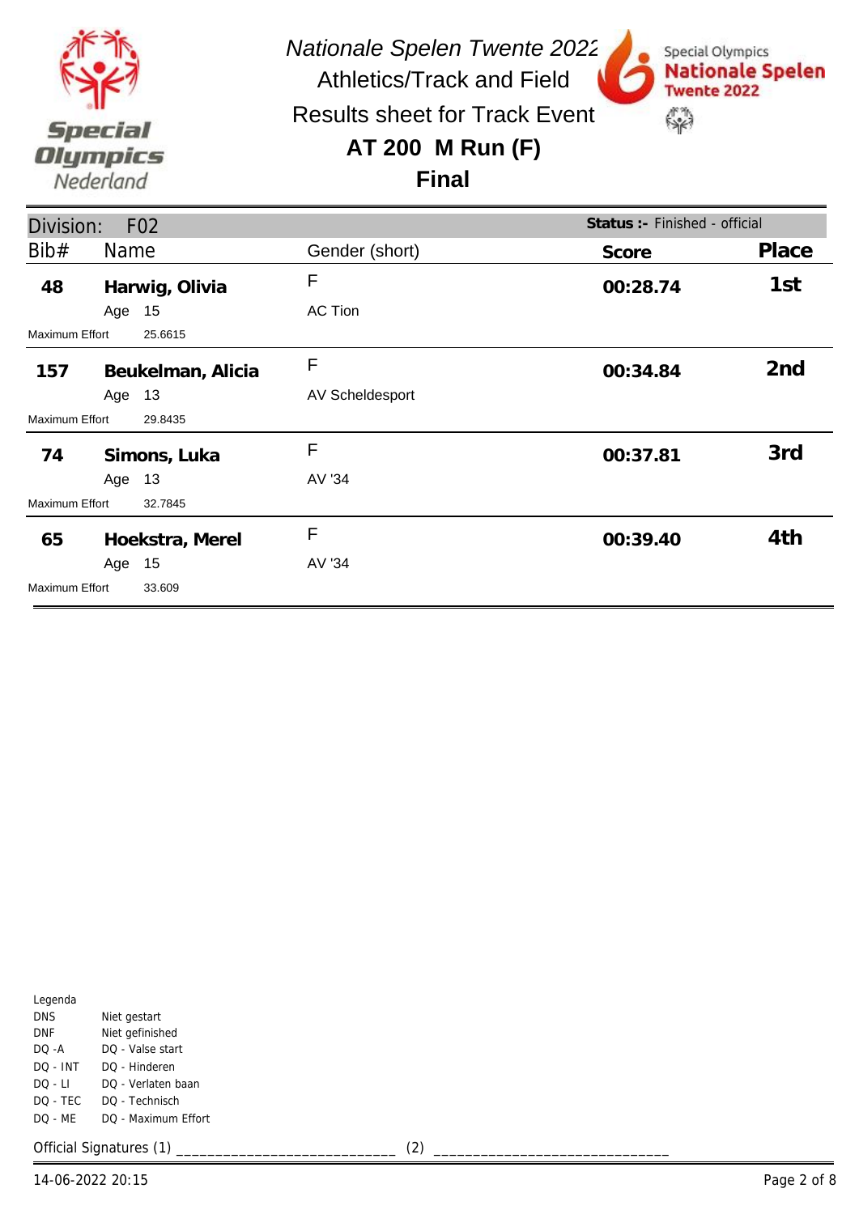*Nationale Spelen Twente 2022*

Athletics/Track and Field

Results sheet for Track Event

# AT 200 M Run (F)

## Final

**Division:** F02 — **Status :-** Finished - official

| Bib# | Name | Gender (short) | Score | Place |
|---|---|---|---|---|
| **48** | **Harwig, Olivia** — Age 15 — Maximum Effort 25.6615 | F — AC Tion | **00:28.74** | **1st** |
| **157** | **Beukelman, Alicia** — Age 13 — Maximum Effort 29.8435 | F — AV Scheldesport | **00:34.84** | **2nd** |
| **74** | **Simons, Luka** — Age 13 — Maximum Effort 32.7845 | F — AV '34 | **00:37.81** | **3rd** |
| **65** | **Hoekstra, Merel** — Age 15 — Maximum Effort 33.609 | F — AV '34 | **00:39.40** | **4th** |

Legenda

| | |
|---|---|
| DNS | Niet gestart |
| DNF | Niet gefinished |
| DQ -A | DQ - Valse start |
| DQ - INT | DQ - Hinderen |
| DQ - LI | DQ - Verlaten baan |
| DQ - TEC | DQ - Technisch |
| DQ - ME | DQ - Maximum Effort |

Official Signatures (1) ___________________________ (2) ____________________________

14-06-2022 20:15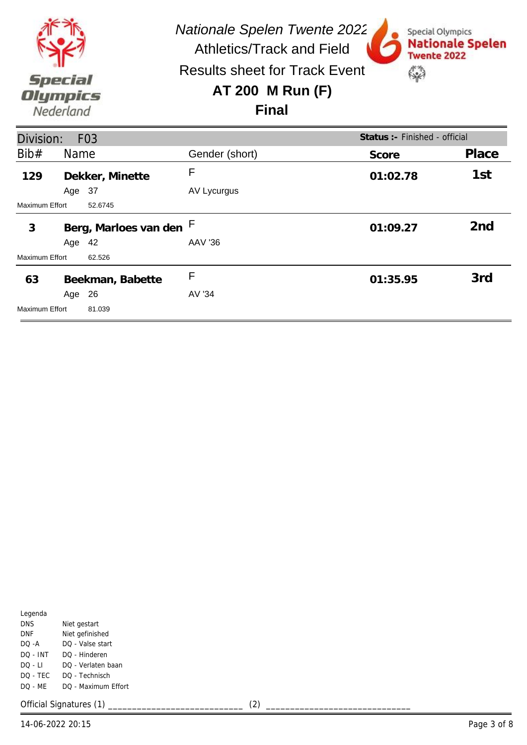Special Olympics Nederland

*Nationale Spelen Twente 2022*

Athletics/Track and Field

Results sheet for Track Event

## AT 200 M Run (F)

## Final

Special Olympics Nationale Spelen Twente 2022

**Division:** F03 — **Status :-** Finished - official

| Bib# | Name | Gender (short) | Score | Place |
|---|---|---|---|---|
| **129** | **Dekker, Minette** | F | **01:02.78** | **1st** |
| | Age 37 | AV Lycurgus | | |
| Maximum Effort | 52.6745 | | | |
| **3** | **Berg, Marloes van den** | F | **01:09.27** | **2nd** |
| | Age 42 | AAV '36 | | |
| Maximum Effort | 62.526 | | | |
| **63** | **Beekman, Babette** | F | **01:35.95** | **3rd** |
| | Age 26 | AV '34 | | |
| Maximum Effort | 81.039 | | | |

Legenda

| | |
|---|---|
| DNS | Niet gestart |
| DNF | Niet gefinished |
| DQ -A | DQ - Valse start |
| DQ - INT | DQ - Hinderen |
| DQ - LI | DQ - Verlaten baan |
| DQ - TEC | DQ - Technisch |
| DQ - ME | DQ - Maximum Effort |

Official Signatures (1) ___________________________ (2) ____________________________

14-06-2022 20:15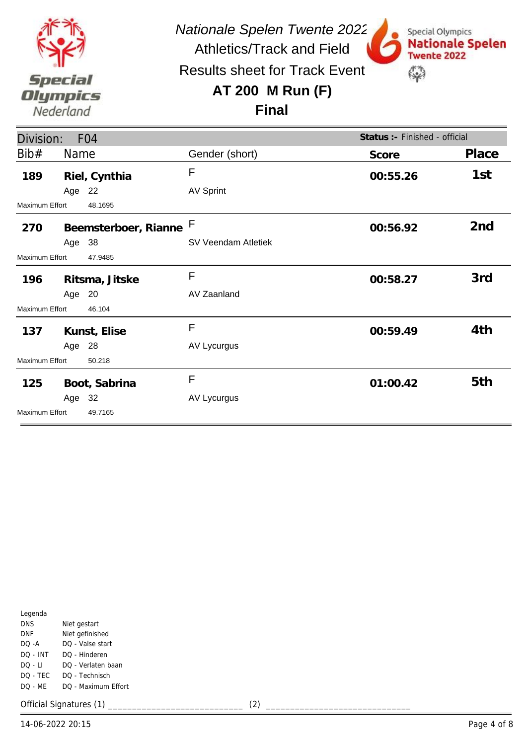# Nationale Spelen Twente 2022

## Athletics/Track and Field

## Results sheet for Track Event

## AT 200 M Run (F)

## Final

**Division:** F04

**Status :-** Finished - official

| Bib# | Name | Gender (short) | Score | Place |
|---|---|---|---|---|
| **189** | **Riel, Cynthia** Age 22 | F AV Sprint | **00:55.26** | **1st** |
| | Maximum Effort 48.1695 | | | |
| **270** | **Beemsterboer, Rianne** Age 38 | F SV Veendam Atletiek | **00:56.92** | **2nd** |
| | Maximum Effort 47.9485 | | | |
| **196** | **Ritsma, Jitske** Age 20 | F AV Zaanland | **00:58.27** | **3rd** |
| | Maximum Effort 46.104 | | | |
| **137** | **Kunst, Elise** Age 28 | F AV Lycurgus | **00:59.49** | **4th** |
| | Maximum Effort 50.218 | | | |
| **125** | **Boot, Sabrina** Age 32 | F AV Lycurgus | **01:00.42** | **5th** |
| | Maximum Effort 49.7165 | | | |

Legenda

| | |
|---|---|
| DNS | Niet gestart |
| DNF | Niet gefinished |
| DQ -A | DQ - Valse start |
| DQ - INT | DQ - Hinderen |
| DQ - LI | DQ - Verlaten baan |
| DQ - TEC | DQ - Technisch |
| DQ - ME | DQ - Maximum Effort |

Official Signatures (1) ___________________________ (2) ____________________________

14-06-2022 20:15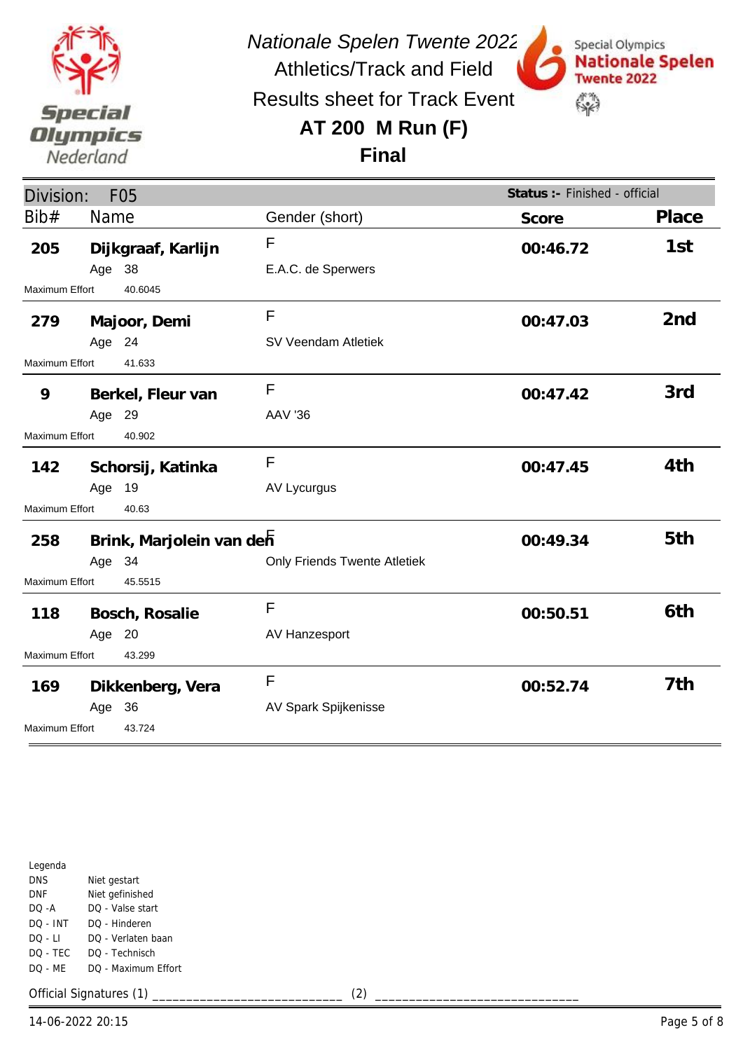*Nationale Spelen Twente 2022*

Athletics/Track and Field

Results sheet for Track Event

## AT 200 M Run (F)

## Final

Special Olympics Nationale Spelen Twente 2022

Division: F05

**Status :-** Finished - official

| Bib# | Name | Gender (short) | Score | Place |
|---|---|---|---|---|
| **205** | **Dijkgraaf, Karlijn** | F | **00:46.72** | **1st** |
| | Age 38 | E.A.C. de Sperwers | | |
| Maximum Effort | 40.6045 | | | |
| **279** | **Majoor, Demi** | F | **00:47.03** | **2nd** |
| | Age 24 | SV Veendam Atletiek | | |
| Maximum Effort | 41.633 | | | |
| **9** | **Berkel, Fleur van** | F | **00:47.42** | **3rd** |
| | Age 29 | AAV '36 | | |
| Maximum Effort | 40.902 | | | |
| **142** | **Schorsij, Katinka** | F | **00:47.45** | **4th** |
| | Age 19 | AV Lycurgus | | |
| Maximum Effort | 40.63 | | | |
| **258** | **Brink, Marjolein van den** | F | **00:49.34** | **5th** |
| | Age 34 | Only Friends Twente Atletiek | | |
| Maximum Effort | 45.5515 | | | |
| **118** | **Bosch, Rosalie** | F | **00:50.51** | **6th** |
| | Age 20 | AV Hanzesport | | |
| Maximum Effort | 43.299 | | | |
| **169** | **Dikkenberg, Vera** | F | **00:52.74** | **7th** |
| | Age 36 | AV Spark Spijkenisse | | |
| Maximum Effort | 43.724 | | | |

Legenda

| | |
|---|---|
| DNS | Niet gestart |
| DNF | Niet gefinished |
| DQ -A | DQ - Valse start |
| DQ - INT | DQ - Hinderen |
| DQ - LI | DQ - Verlaten baan |
| DQ - TEC | DQ - Technisch |
| DQ - ME | DQ - Maximum Effort |

Official Signatures (1) ___________________________ (2) ____________________________

14-06-2022 20:15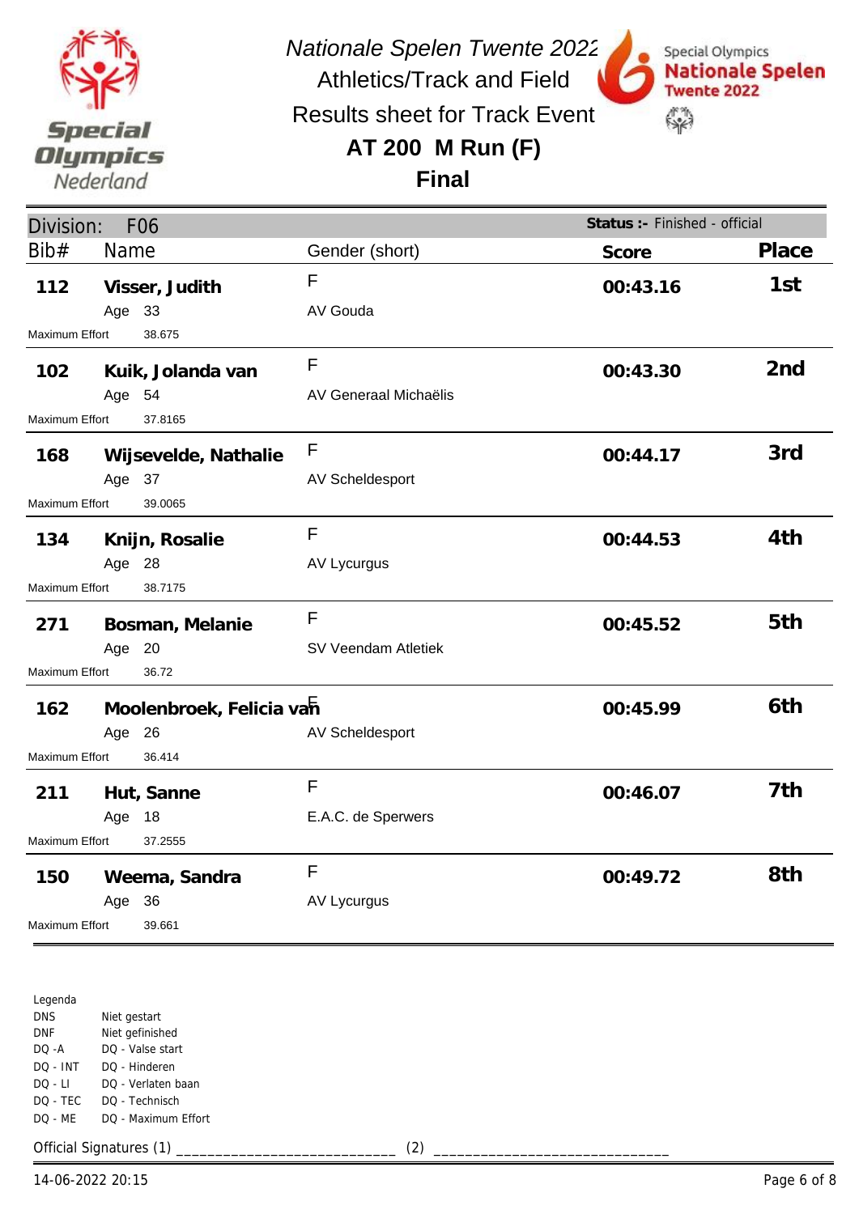*Nationale Spelen Twente 2022*

Athletics/Track and Field

Results sheet for Track Event

## AT 200 M Run (F)

## Final

Division: F06 — **Status :-** Finished - official

| Bib# | Name | Gender (short) | Score | Place |
|---|---|---|---|---|
| 112 | **Visser, Judith**<br>Age 33<br>Maximum Effort 38.675 | F<br>AV Gouda | **00:43.16** | **1st** |
| 102 | **Kuik, Jolanda van**<br>Age 54<br>Maximum Effort 37.8165 | F<br>AV Generaal Michaëlis | **00:43.30** | **2nd** |
| 168 | **Wijsevelde, Nathalie**<br>Age 37<br>Maximum Effort 39.0065 | F<br>AV Scheldesport | **00:44.17** | **3rd** |
| 134 | **Knijn, Rosalie**<br>Age 28<br>Maximum Effort 38.7175 | F<br>AV Lycurgus | **00:44.53** | **4th** |
| 271 | **Bosman, Melanie**<br>Age 20<br>Maximum Effort 36.72 | F<br>SV Veendam Atletiek | **00:45.52** | **5th** |
| 162 | **Moolenbroek, Felicia van**<br>Age 26<br>Maximum Effort 36.414 | F<br>AV Scheldesport | **00:45.99** | **6th** |
| 211 | **Hut, Sanne**<br>Age 18<br>Maximum Effort 37.2555 | F<br>E.A.C. de Sperwers | **00:46.07** | **7th** |
| 150 | **Weema, Sandra**<br>Age 36<br>Maximum Effort 39.661 | F<br>AV Lycurgus | **00:49.72** | **8th** |

Legenda

| | |
|---|---|
| DNS | Niet gestart |
| DNF | Niet gefinished |
| DQ -A | DQ - Valse start |
| DQ - INT | DQ - Hinderen |
| DQ - LI | DQ - Verlaten baan |
| DQ - TEC | DQ - Technisch |
| DQ - ME | DQ - Maximum Effort |

Official Signatures (1) ____________________________ (2) ____________________________

14-06-2022 20:15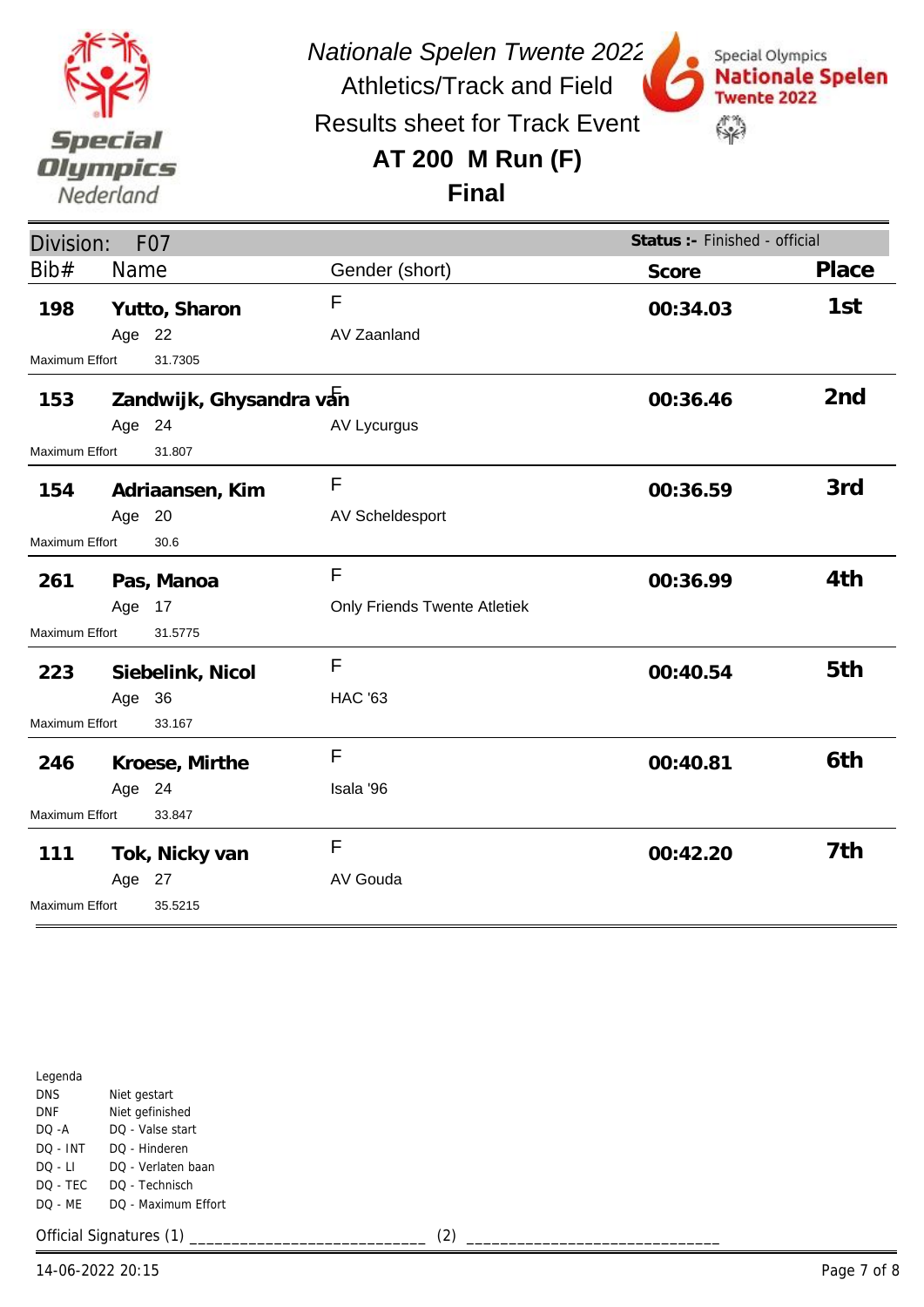*Nationale Spelen Twente 2022*

Athletics/Track and Field

Results sheet for Track Event

**AT 200 M Run (F)**

**Final**

Division: F07 — **Status :-** Finished - official

| Bib# | Name | Gender (short) | Score | Place |
|---|---|---|---|---|
| **198** | **Yutto, Sharon** — Age 22 | F — AV Zaanland | **00:34.03** | **1st** |
| | Maximum Effort 31.7305 | | | |
| **153** | **Zandwijk, Ghysandra van** — Age 24 | F — AV Lycurgus | **00:36.46** | **2nd** |
| | Maximum Effort 31.807 | | | |
| **154** | **Adriaansen, Kim** — Age 20 | F — AV Scheldesport | **00:36.59** | **3rd** |
| | Maximum Effort 30.6 | | | |
| **261** | **Pas, Manoa** — Age 17 | F — Only Friends Twente Atletiek | **00:36.99** | **4th** |
| | Maximum Effort 31.5775 | | | |
| **223** | **Siebelink, Nicol** — Age 36 | F — HAC '63 | **00:40.54** | **5th** |
| | Maximum Effort 33.167 | | | |
| **246** | **Kroese, Mirthe** — Age 24 | F — Isala '96 | **00:40.81** | **6th** |
| | Maximum Effort 33.847 | | | |
| **111** | **Tok, Nicky van** — Age 27 | F — AV Gouda | **00:42.20** | **7th** |
| | Maximum Effort 35.5215 | | | |

Legenda

| | |
|---|---|
| DNS | Niet gestart |
| DNF | Niet gefinished |
| DQ -A | DQ - Valse start |
| DQ - INT | DQ - Hinderen |
| DQ - LI | DQ - Verlaten baan |
| DQ - TEC | DQ - Technisch |
| DQ - ME | DQ - Maximum Effort |

Official Signatures (1) ___________________________ (2) ____________________________

14-06-2022 20:15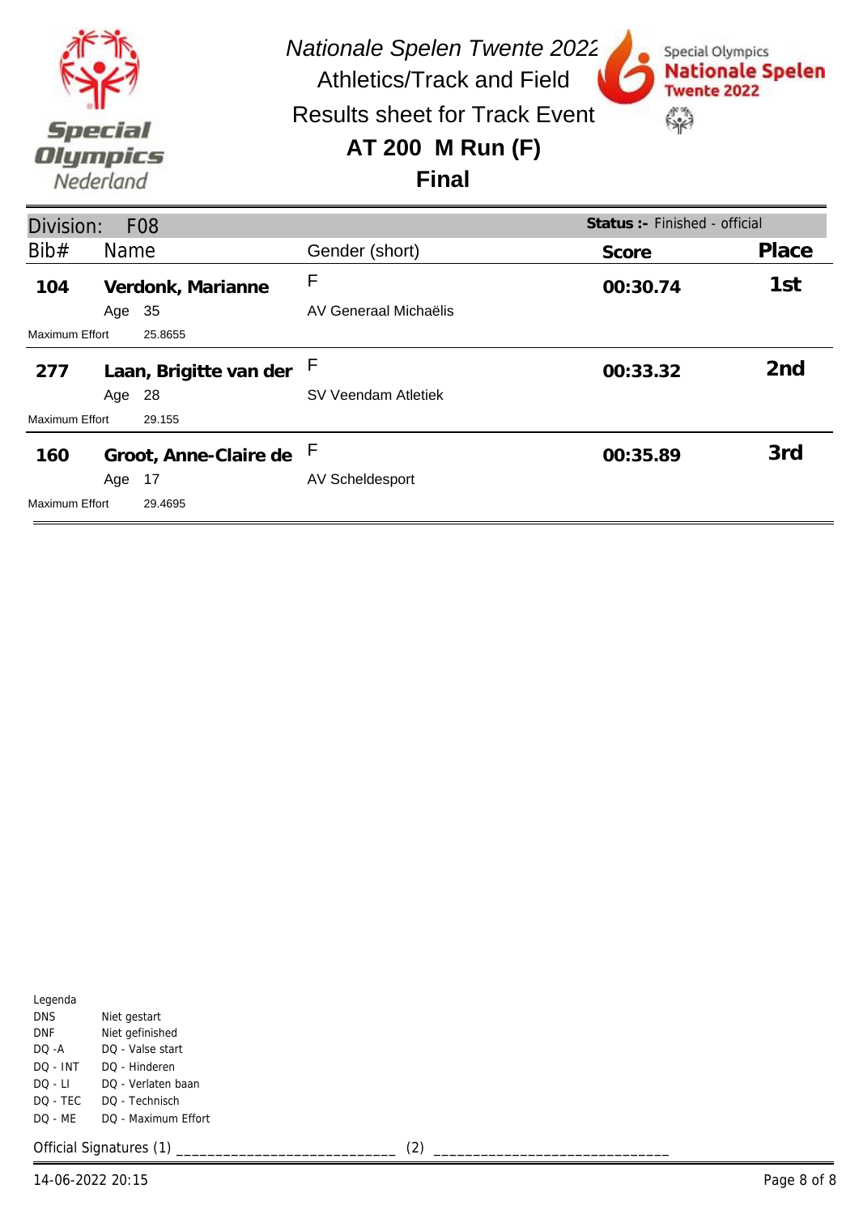*Nationale Spelen Twente 2022*

Athletics/Track and Field

Results sheet for Track Event

# AT 200 M Run (F)

## Final

Division: F08 — **Status :-** Finished - official

| Bib# | Name | Gender (short) | Score | Place |
|---|---|---|---|---|
| **104** | **Verdonk, Marianne** | F | **00:30.74** | **1st** |
| | Age 35 | AV Generaal Michaëlis | | |
| Maximum Effort | 25.8655 | | | |
| **277** | **Laan, Brigitte van der** | F | **00:33.32** | **2nd** |
| | Age 28 | SV Veendam Atletiek | | |
| Maximum Effort | 29.155 | | | |
| **160** | **Groot, Anne-Claire de** | F | **00:35.89** | **3rd** |
| | Age 17 | AV Scheldesport | | |
| Maximum Effort | 29.4695 | | | |

Legenda

| | |
|---|---|
| DNS | Niet gestart |
| DNF | Niet gefinished |
| DQ -A | DQ - Valse start |
| DQ - INT | DQ - Hinderen |
| DQ - LI | DQ - Verlaten baan |
| DQ - TEC | DQ - Technisch |
| DQ - ME | DQ - Maximum Effort |

Official Signatures (1) ___________________________ (2) ____________________________

14-06-2022 20:15